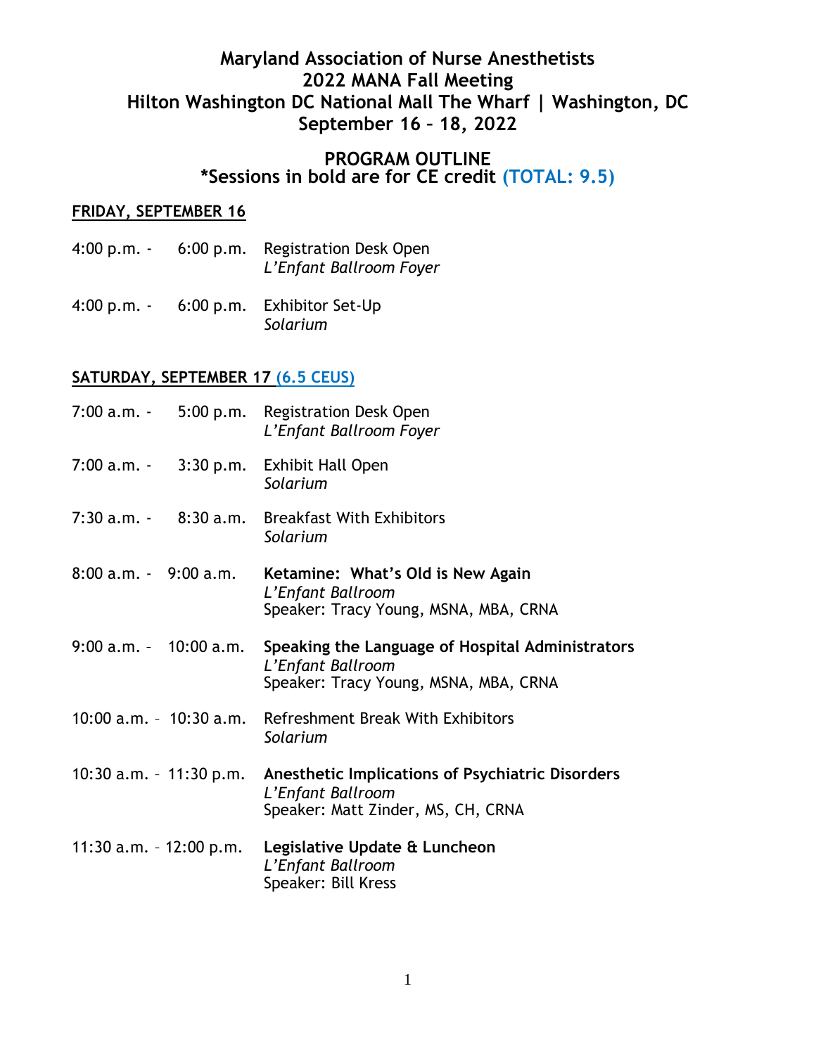# Maryland Association of Nurse Anesthetists
# 2022 MANA Fall Meeting
# Hilton Washington DC National Mall The Wharf | Washington, DC
# September 16 – 18, 2022

## PROGRAM OUTLINE
## *Sessions in bold are for CE credit (TOTAL: 9.5)

### FRIDAY, SEPTEMBER 16

4:00 p.m. - 6:00 p.m. Registration Desk Open
*L'Enfant Ballroom Foyer*

4:00 p.m. - 6:00 p.m. Exhibitor Set-Up
*Solarium*

### SATURDAY, SEPTEMBER 17 (6.5 CEUS)

7:00 a.m. - 5:00 p.m. Registration Desk Open
*L'Enfant Ballroom Foyer*

7:00 a.m. - 3:30 p.m. Exhibit Hall Open
*Solarium*

7:30 a.m. - 8:30 a.m. Breakfast With Exhibitors
*Solarium*

8:00 a.m. - 9:00 a.m. **Ketamine: What's Old is New Again**
*L'Enfant Ballroom*
Speaker: Tracy Young, MSNA, MBA, CRNA

9:00 a.m. – 10:00 a.m. **Speaking the Language of Hospital Administrators**
*L'Enfant Ballroom*
Speaker: Tracy Young, MSNA, MBA, CRNA

10:00 a.m. – 10:30 a.m. Refreshment Break With Exhibitors
*Solarium*

10:30 a.m. – 11:30 p.m. **Anesthetic Implications of Psychiatric Disorders**
*L'Enfant Ballroom*
Speaker: Matt Zinder, MS, CH, CRNA

11:30 a.m. – 12:00 p.m. **Legislative Update & Luncheon**
*L'Enfant Ballroom*
Speaker: Bill Kress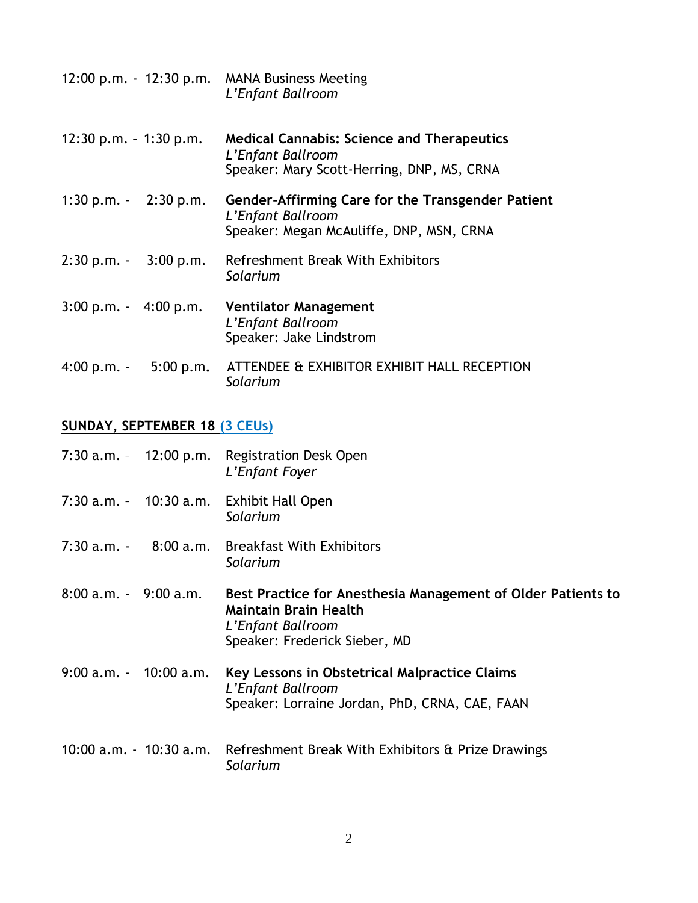12:00 p.m. - 12:30 p.m. MANA Business Meeting
*L'Enfant Ballroom*

12:30 p.m. – 1:30 p.m. **Medical Cannabis: Science and Therapeutics**
*L'Enfant Ballroom*
Speaker: Mary Scott-Herring, DNP, MS, CRNA

1:30 p.m. - 2:30 p.m. **Gender-Affirming Care for the Transgender Patient**
*L'Enfant Ballroom*
Speaker: Megan McAuliffe, DNP, MSN, CRNA

2:30 p.m. - 3:00 p.m. Refreshment Break With Exhibitors
*Solarium*

3:00 p.m. - 4:00 p.m. **Ventilator Management**
*L'Enfant Ballroom*
Speaker: Jake Lindstrom

4:00 p.m. - 5:00 p.m. ATTENDEE & EXHIBITOR EXHIBIT HALL RECEPTION
*Solarium*

## SUNDAY, SEPTEMBER 18 (3 CEUs)

7:30 a.m. – 12:00 p.m. Registration Desk Open
*L'Enfant Foyer*

7:30 a.m. – 10:30 a.m. Exhibit Hall Open
*Solarium*

7:30 a.m. - 8:00 a.m. Breakfast With Exhibitors
*Solarium*

8:00 a.m. - 9:00 a.m. **Best Practice for Anesthesia Management of Older Patients to Maintain Brain Health**
*L'Enfant Ballroom*
Speaker: Frederick Sieber, MD

9:00 a.m. - 10:00 a.m. **Key Lessons in Obstetrical Malpractice Claims**
*L'Enfant Ballroom*
Speaker: Lorraine Jordan, PhD, CRNA, CAE, FAAN

10:00 a.m. - 10:30 a.m. Refreshment Break With Exhibitors & Prize Drawings
*Solarium*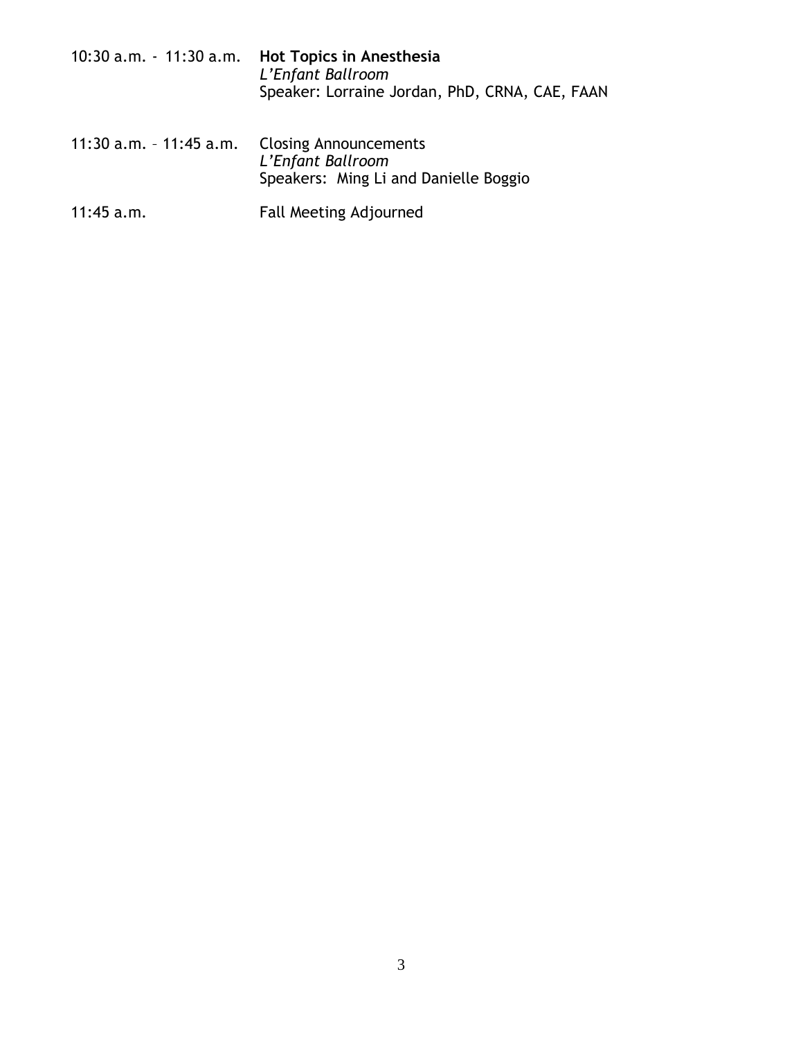10:30 a.m. - 11:30 a.m. **Hot Topics in Anesthesia**
*L'Enfant Ballroom*
Speaker: Lorraine Jordan, PhD, CRNA, CAE, FAAN

11:30 a.m. – 11:45 a.m. Closing Announcements
*L'Enfant Ballroom*
Speakers: Ming Li and Danielle Boggio

11:45 a.m. Fall Meeting Adjourned